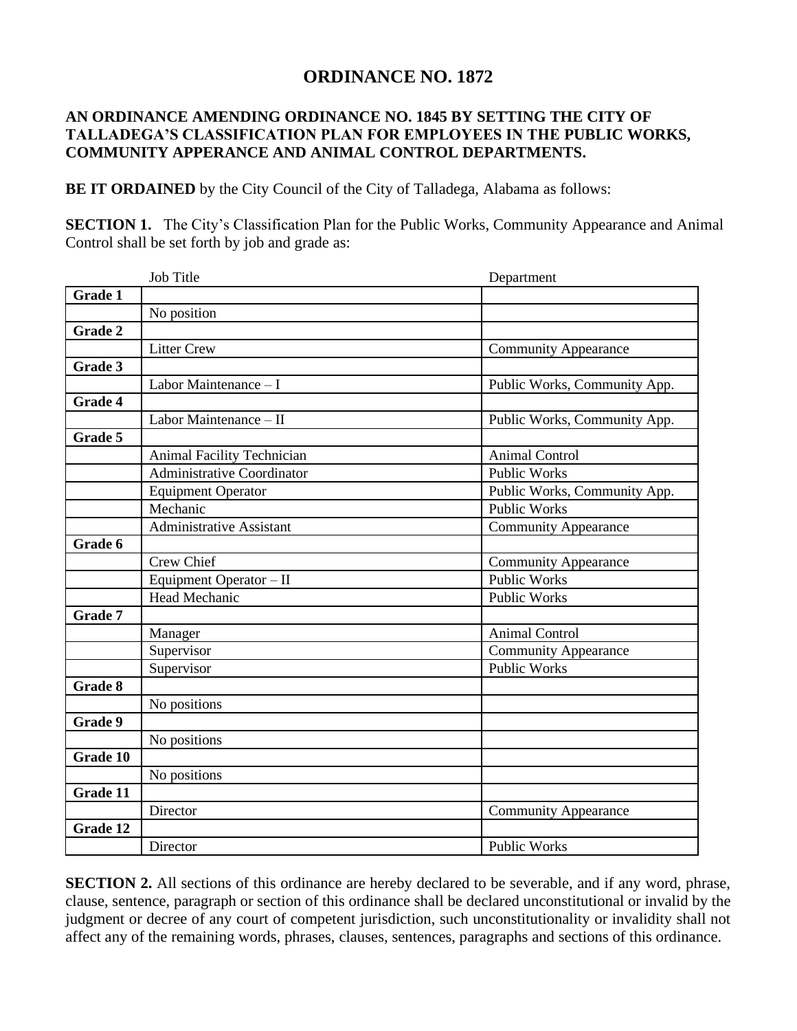# ORDINANCE NO. 1872

**AN ORDINANCE AMENDING ORDINANCE NO. 1845 BY SETTING THE CITY OF TALLADEGA'S CLASSIFICATION PLAN FOR EMPLOYEES IN THE PUBLIC WORKS, COMMUNITY APPERANCE AND ANIMAL CONTROL DEPARTMENTS.**

**BE IT ORDAINED** by the City Council of the City of Talladega, Alabama as follows:

**SECTION 1.** The City's Classification Plan for the Public Works, Community Appearance and Animal Control shall be set forth by job and grade as:

| | Job Title | Department |
|---|---|---|
| **Grade 1** | | |
| | No position | |
| **Grade 2** | | |
| | Litter Crew | Community Appearance |
| **Grade 3** | | |
| | Labor Maintenance – I | Public Works, Community App. |
| **Grade 4** | | |
| | Labor Maintenance – II | Public Works, Community App. |
| **Grade 5** | | |
| | Animal Facility Technician | Animal Control |
| | Administrative Coordinator | Public Works |
| | Equipment Operator | Public Works, Community App. |
| | Mechanic | Public Works |
| | Administrative Assistant | Community Appearance |
| **Grade 6** | | |
| | Crew Chief | Community Appearance |
| | Equipment Operator – II | Public Works |
| | Head Mechanic | Public Works |
| **Grade 7** | | |
| | Manager | Animal Control |
| | Supervisor | Community Appearance |
| | Supervisor | Public Works |
| **Grade 8** | | |
| | No positions | |
| **Grade 9** | | |
| | No positions | |
| **Grade 10** | | |
| | No positions | |
| **Grade 11** | | |
| | Director | Community Appearance |
| **Grade 12** | | |
| | Director | Public Works |

**SECTION 2.** All sections of this ordinance are hereby declared to be severable, and if any word, phrase, clause, sentence, paragraph or section of this ordinance shall be declared unconstitutional or invalid by the judgment or decree of any court of competent jurisdiction, such unconstitutionality or invalidity shall not affect any of the remaining words, phrases, clauses, sentences, paragraphs and sections of this ordinance.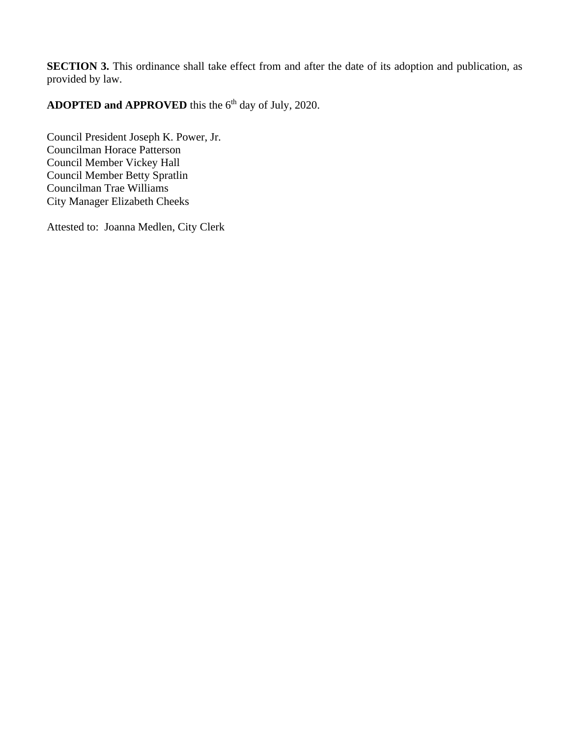**SECTION 3.** This ordinance shall take effect from and after the date of its adoption and publication, as provided by law.

**ADOPTED and APPROVED** this the 6th day of July, 2020.

Council President Joseph K. Power, Jr.
Councilman Horace Patterson
Council Member Vickey Hall
Council Member Betty Spratlin
Councilman Trae Williams
City Manager Elizabeth Cheeks

Attested to: Joanna Medlen, City Clerk